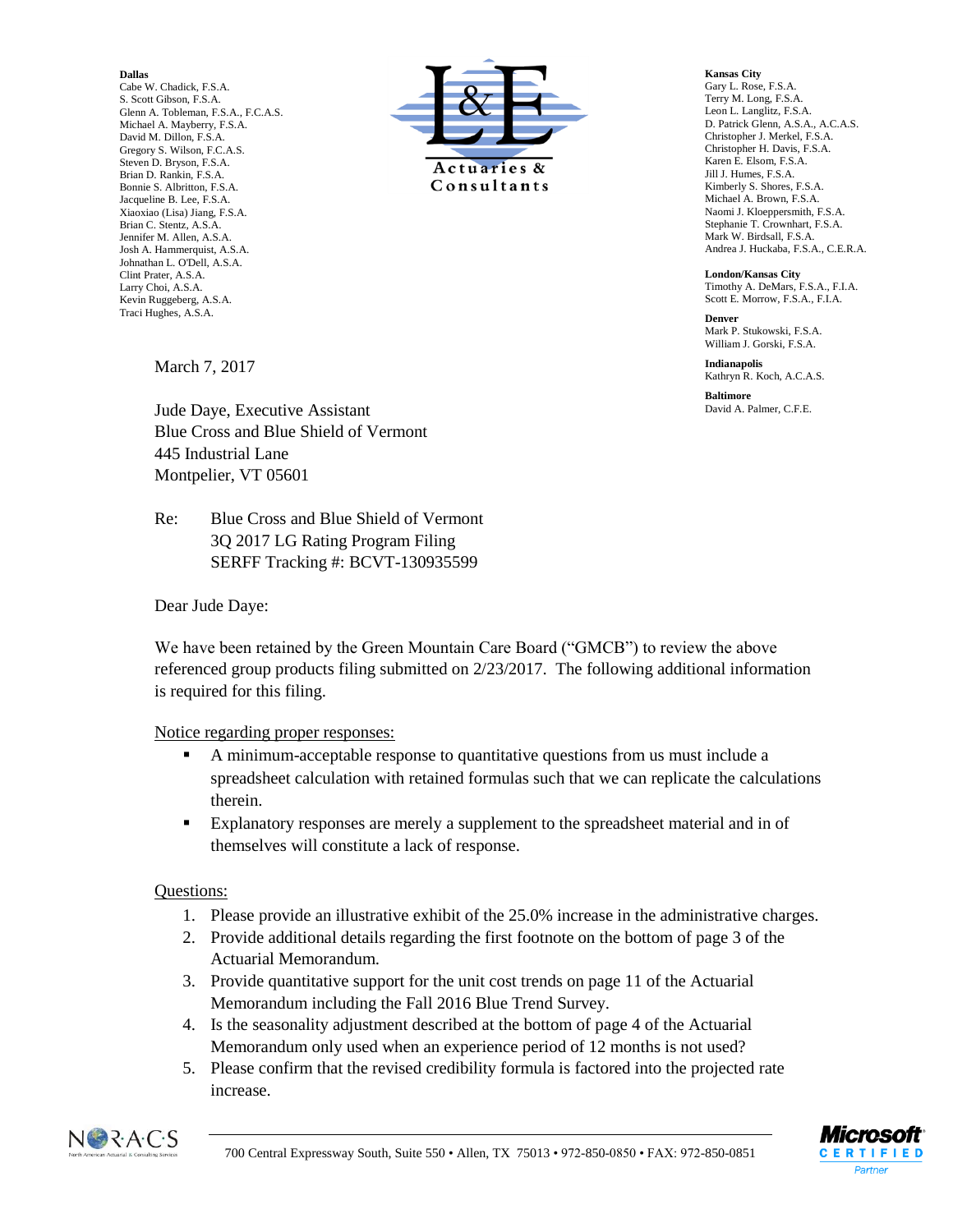**Dallas**
Cabe W. Chadick, F.S.A.
S. Scott Gibson, F.S.A.
Glenn A. Tobleman, F.S.A., F.C.A.S.
Michael A. Mayberry, F.S.A.
David M. Dillon, F.S.A.
Gregory S. Wilson, F.C.A.S.
Steven D. Bryson, F.S.A.
Brian D. Rankin, F.S.A.
Bonnie S. Albritton, F.S.A.
Jacqueline B. Lee, F.S.A.
Xiaoxiao (Lisa) Jiang, F.S.A.
Brian C. Stentz, A.S.A.
Jennifer M. Allen, A.S.A.
Josh A. Hammerquist, A.S.A.
Johnathan L. O'Dell, A.S.A.
Clint Prater, A.S.A.
Larry Choi, A.S.A.
Kevin Ruggeberg, A.S.A.
Traci Hughes, A.S.A.

L&E Actuaries & Consultants

**Kansas City**
Gary L. Rose, F.S.A.
Terry M. Long, F.S.A.
Leon L. Langlitz, F.S.A.
D. Patrick Glenn, A.S.A., A.C.A.S.
Christopher J. Merkel, F.S.A.
Christopher H. Davis, F.S.A.
Karen E. Elsom, F.S.A.
Jill J. Humes, F.S.A.
Kimberly S. Shores, F.S.A.
Michael A. Brown, F.S.A.
Naomi J. Kloeppersmith, F.S.A.
Stephanie T. Crownhart, F.S.A.
Mark W. Birdsall, F.S.A.
Andrea J. Huckaba, F.S.A., C.E.R.A.

**London/Kansas City**
Timothy A. DeMars, F.S.A., F.I.A.
Scott E. Morrow, F.S.A., F.I.A.

**Denver**
Mark P. Stukowski, F.S.A.
William J. Gorski, F.S.A.

**Indianapolis**
Kathryn R. Koch, A.C.A.S.

**Baltimore**
David A. Palmer, C.F.E.

March 7, 2017

Jude Daye, Executive Assistant
Blue Cross and Blue Shield of Vermont
445 Industrial Lane
Montpelier, VT 05601

Re: Blue Cross and Blue Shield of Vermont
3Q 2017 LG Rating Program Filing
SERFF Tracking #: BCVT-130935599

Dear Jude Daye:

We have been retained by the Green Mountain Care Board ("GMCB") to review the above referenced group products filing submitted on 2/23/2017. The following additional information is required for this filing.

Notice regarding proper responses:

- A minimum-acceptable response to quantitative questions from us must include a spreadsheet calculation with retained formulas such that we can replicate the calculations therein.
- Explanatory responses are merely a supplement to the spreadsheet material and in of themselves will constitute a lack of response.

Questions:

1. Please provide an illustrative exhibit of the 25.0% increase in the administrative charges.
2. Provide additional details regarding the first footnote on the bottom of page 3 of the Actuarial Memorandum.
3. Provide quantitative support for the unit cost trends on page 11 of the Actuarial Memorandum including the Fall 2016 Blue Trend Survey.
4. Is the seasonality adjustment described at the bottom of page 4 of the Actuarial Memorandum only used when an experience period of 12 months is not used?
5. Please confirm that the revised credibility formula is factored into the projected rate increase.

700 Central Expressway South, Suite 550 • Allen, TX 75013 • 972-850-0850 • FAX: 972-850-0851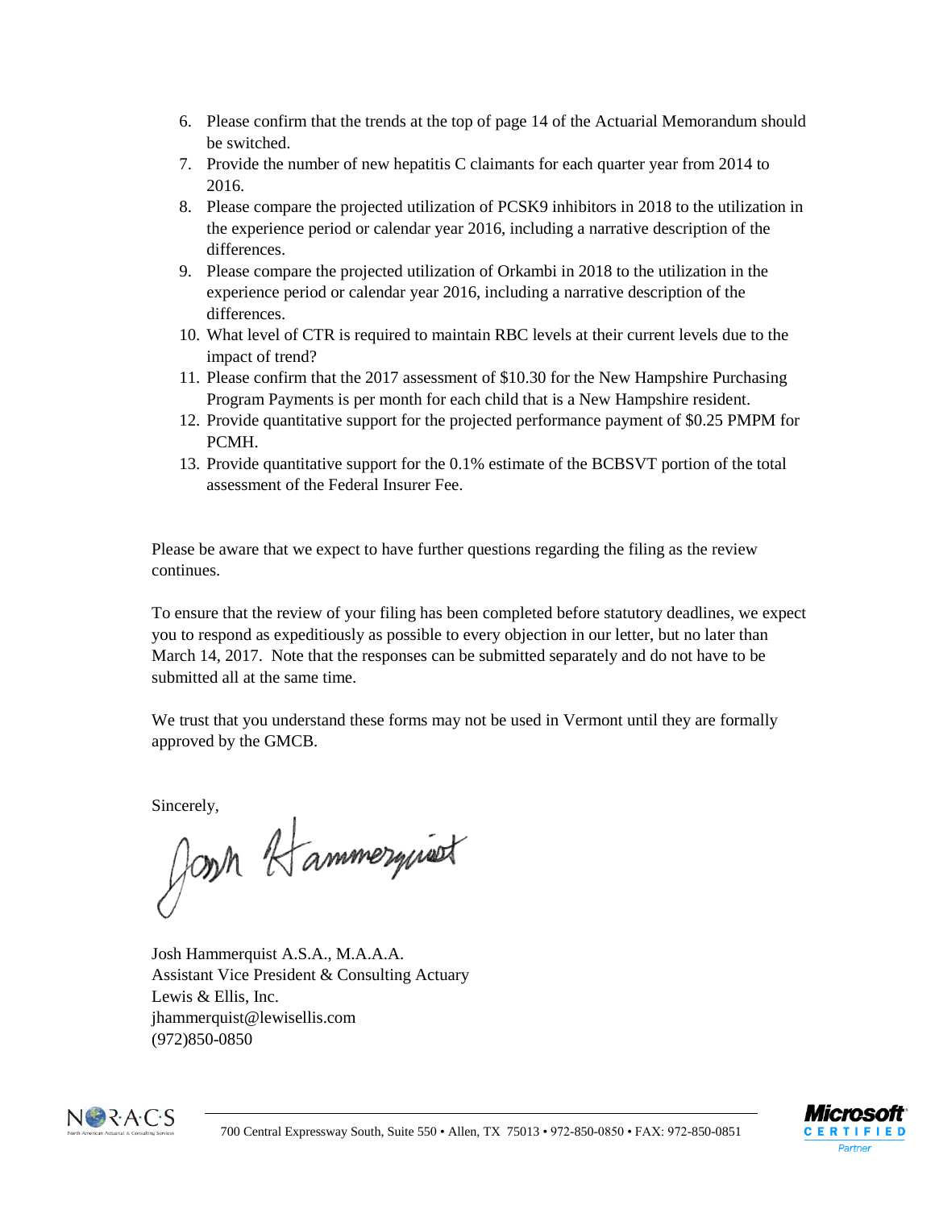6. Please confirm that the trends at the top of page 14 of the Actuarial Memorandum should be switched.
7. Provide the number of new hepatitis C claimants for each quarter year from 2014 to 2016.
8. Please compare the projected utilization of PCSK9 inhibitors in 2018 to the utilization in the experience period or calendar year 2016, including a narrative description of the differences.
9. Please compare the projected utilization of Orkambi in 2018 to the utilization in the experience period or calendar year 2016, including a narrative description of the differences.
10. What level of CTR is required to maintain RBC levels at their current levels due to the impact of trend?
11. Please confirm that the 2017 assessment of $10.30 for the New Hampshire Purchasing Program Payments is per month for each child that is a New Hampshire resident.
12. Provide quantitative support for the projected performance payment of $0.25 PMPM for PCMH.
13. Provide quantitative support for the 0.1% estimate of the BCBSVT portion of the total assessment of the Federal Insurer Fee.

Please be aware that we expect to have further questions regarding the filing as the review continues.

To ensure that the review of your filing has been completed before statutory deadlines, we expect you to respond as expeditiously as possible to every objection in our letter, but no later than March 14, 2017. Note that the responses can be submitted separately and do not have to be submitted all at the same time.

We trust that you understand these forms may not be used in Vermont until they are formally approved by the GMCB.

Sincerely,

Josh Hammerquist

Josh Hammerquist A.S.A., M.A.A.A.
Assistant Vice President & Consulting Actuary
Lewis & Ellis, Inc.
jhammerquist@lewisellis.com
(972)850-0850

700 Central Expressway South, Suite 550 • Allen, TX 75013 • 972-850-0850 • FAX: 972-850-0851